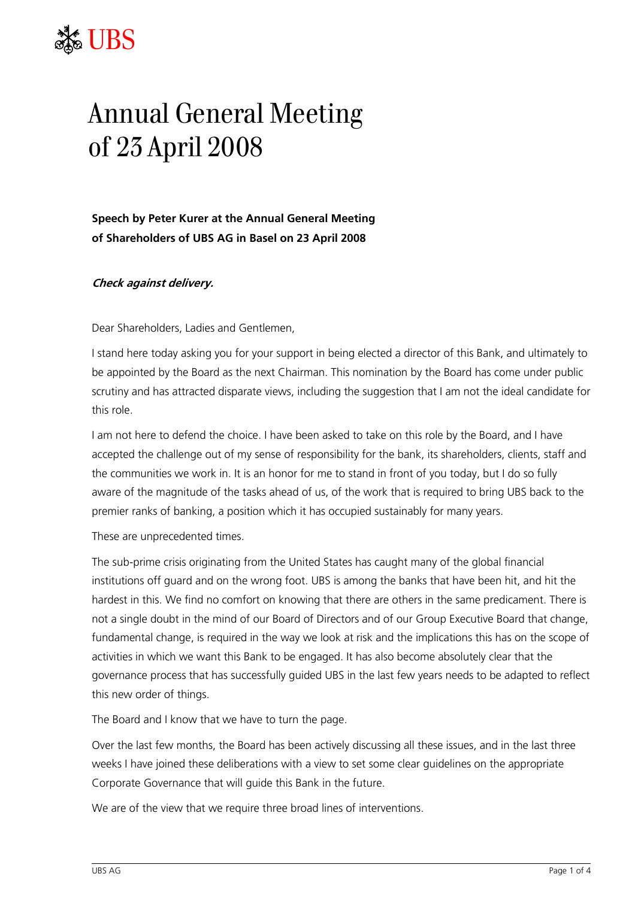UBS

# Annual General Meeting of 23 April 2008

**Speech by Peter Kurer at the Annual General Meeting of Shareholders of UBS AG in Basel on 23 April 2008**

***Check against delivery.***

Dear Shareholders, Ladies and Gentlemen,

I stand here today asking you for your support in being elected a director of this Bank, and ultimately to be appointed by the Board as the next Chairman. This nomination by the Board has come under public scrutiny and has attracted disparate views, including the suggestion that I am not the ideal candidate for this role.

I am not here to defend the choice. I have been asked to take on this role by the Board, and I have accepted the challenge out of my sense of responsibility for the bank, its shareholders, clients, staff and the communities we work in. It is an honor for me to stand in front of you today, but I do so fully aware of the magnitude of the tasks ahead of us, of the work that is required to bring UBS back to the premier ranks of banking, a position which it has occupied sustainably for many years.

These are unprecedented times.

The sub-prime crisis originating from the United States has caught many of the global financial institutions off guard and on the wrong foot. UBS is among the banks that have been hit, and hit the hardest in this. We find no comfort on knowing that there are others in the same predicament. There is not a single doubt in the mind of our Board of Directors and of our Group Executive Board that change, fundamental change, is required in the way we look at risk and the implications this has on the scope of activities in which we want this Bank to be engaged. It has also become absolutely clear that the governance process that has successfully guided UBS in the last few years needs to be adapted to reflect this new order of things.

The Board and I know that we have to turn the page.

Over the last few months, the Board has been actively discussing all these issues, and in the last three weeks I have joined these deliberations with a view to set some clear guidelines on the appropriate Corporate Governance that will guide this Bank in the future.

We are of the view that we require three broad lines of interventions.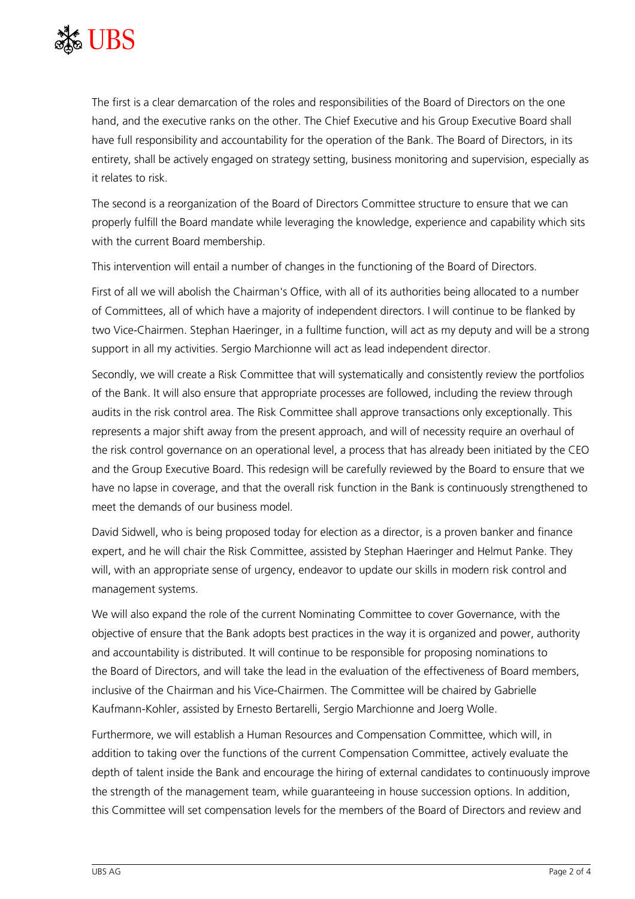The first is a clear demarcation of the roles and responsibilities of the Board of Directors on the one hand, and the executive ranks on the other. The Chief Executive and his Group Executive Board shall have full responsibility and accountability for the operation of the Bank. The Board of Directors, in its entirety, shall be actively engaged on strategy setting, business monitoring and supervision, especially as it relates to risk.

The second is a reorganization of the Board of Directors Committee structure to ensure that we can properly fulfill the Board mandate while leveraging the knowledge, experience and capability which sits with the current Board membership.

This intervention will entail a number of changes in the functioning of the Board of Directors.

First of all we will abolish the Chairman's Office, with all of its authorities being allocated to a number of Committees, all of which have a majority of independent directors. I will continue to be flanked by two Vice-Chairmen. Stephan Haeringer, in a fulltime function, will act as my deputy and will be a strong support in all my activities. Sergio Marchionne will act as lead independent director.

Secondly, we will create a Risk Committee that will systematically and consistently review the portfolios of the Bank. It will also ensure that appropriate processes are followed, including the review through audits in the risk control area. The Risk Committee shall approve transactions only exceptionally. This represents a major shift away from the present approach, and will of necessity require an overhaul of the risk control governance on an operational level, a process that has already been initiated by the CEO and the Group Executive Board. This redesign will be carefully reviewed by the Board to ensure that we have no lapse in coverage, and that the overall risk function in the Bank is continuously strengthened to meet the demands of our business model.

David Sidwell, who is being proposed today for election as a director, is a proven banker and finance expert, and he will chair the Risk Committee, assisted by Stephan Haeringer and Helmut Panke. They will, with an appropriate sense of urgency, endeavor to update our skills in modern risk control and management systems.

We will also expand the role of the current Nominating Committee to cover Governance, with the objective of ensure that the Bank adopts best practices in the way it is organized and power, authority and accountability is distributed. It will continue to be responsible for proposing nominations to the Board of Directors, and will take the lead in the evaluation of the effectiveness of Board members, inclusive of the Chairman and his Vice-Chairmen. The Committee will be chaired by Gabrielle Kaufmann-Kohler, assisted by Ernesto Bertarelli, Sergio Marchionne and Joerg Wolle.

Furthermore, we will establish a Human Resources and Compensation Committee, which will, in addition to taking over the functions of the current Compensation Committee, actively evaluate the depth of talent inside the Bank and encourage the hiring of external candidates to continuously improve the strength of the management team, while guaranteeing in house succession options. In addition, this Committee will set compensation levels for the members of the Board of Directors and review and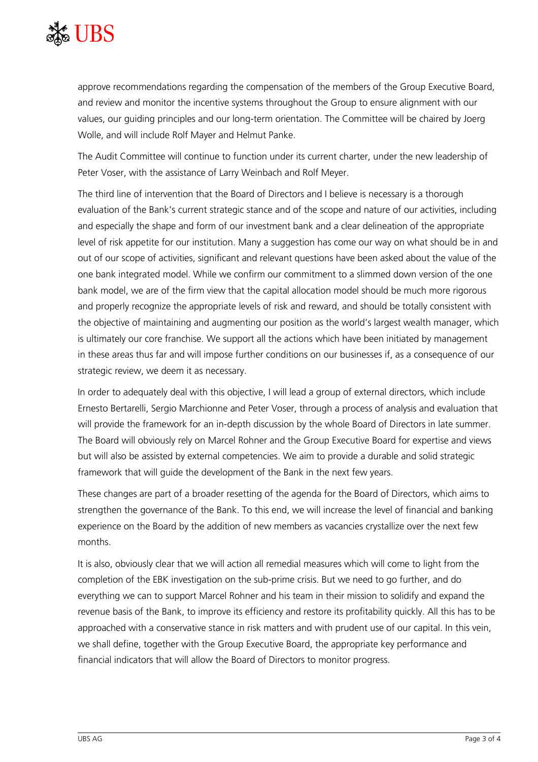approve recommendations regarding the compensation of the members of the Group Executive Board, and review and monitor the incentive systems throughout the Group to ensure alignment with our values, our guiding principles and our long-term orientation. The Committee will be chaired by Joerg Wolle, and will include Rolf Mayer and Helmut Panke.

The Audit Committee will continue to function under its current charter, under the new leadership of Peter Voser, with the assistance of Larry Weinbach and Rolf Meyer.

The third line of intervention that the Board of Directors and I believe is necessary is a thorough evaluation of the Bank's current strategic stance and of the scope and nature of our activities, including and especially the shape and form of our investment bank and a clear delineation of the appropriate level of risk appetite for our institution. Many a suggestion has come our way on what should be in and out of our scope of activities, significant and relevant questions have been asked about the value of the one bank integrated model. While we confirm our commitment to a slimmed down version of the one bank model, we are of the firm view that the capital allocation model should be much more rigorous and properly recognize the appropriate levels of risk and reward, and should be totally consistent with the objective of maintaining and augmenting our position as the world's largest wealth manager, which is ultimately our core franchise. We support all the actions which have been initiated by management in these areas thus far and will impose further conditions on our businesses if, as a consequence of our strategic review, we deem it as necessary.

In order to adequately deal with this objective, I will lead a group of external directors, which include Ernesto Bertarelli, Sergio Marchionne and Peter Voser, through a process of analysis and evaluation that will provide the framework for an in-depth discussion by the whole Board of Directors in late summer. The Board will obviously rely on Marcel Rohner and the Group Executive Board for expertise and views but will also be assisted by external competencies. We aim to provide a durable and solid strategic framework that will guide the development of the Bank in the next few years.

These changes are part of a broader resetting of the agenda for the Board of Directors, which aims to strengthen the governance of the Bank. To this end, we will increase the level of financial and banking experience on the Board by the addition of new members as vacancies crystallize over the next few months.

It is also, obviously clear that we will action all remedial measures which will come to light from the completion of the EBK investigation on the sub-prime crisis. But we need to go further, and do everything we can to support Marcel Rohner and his team in their mission to solidify and expand the revenue basis of the Bank, to improve its efficiency and restore its profitability quickly. All this has to be approached with a conservative stance in risk matters and with prudent use of our capital. In this vein, we shall define, together with the Group Executive Board, the appropriate key performance and financial indicators that will allow the Board of Directors to monitor progress.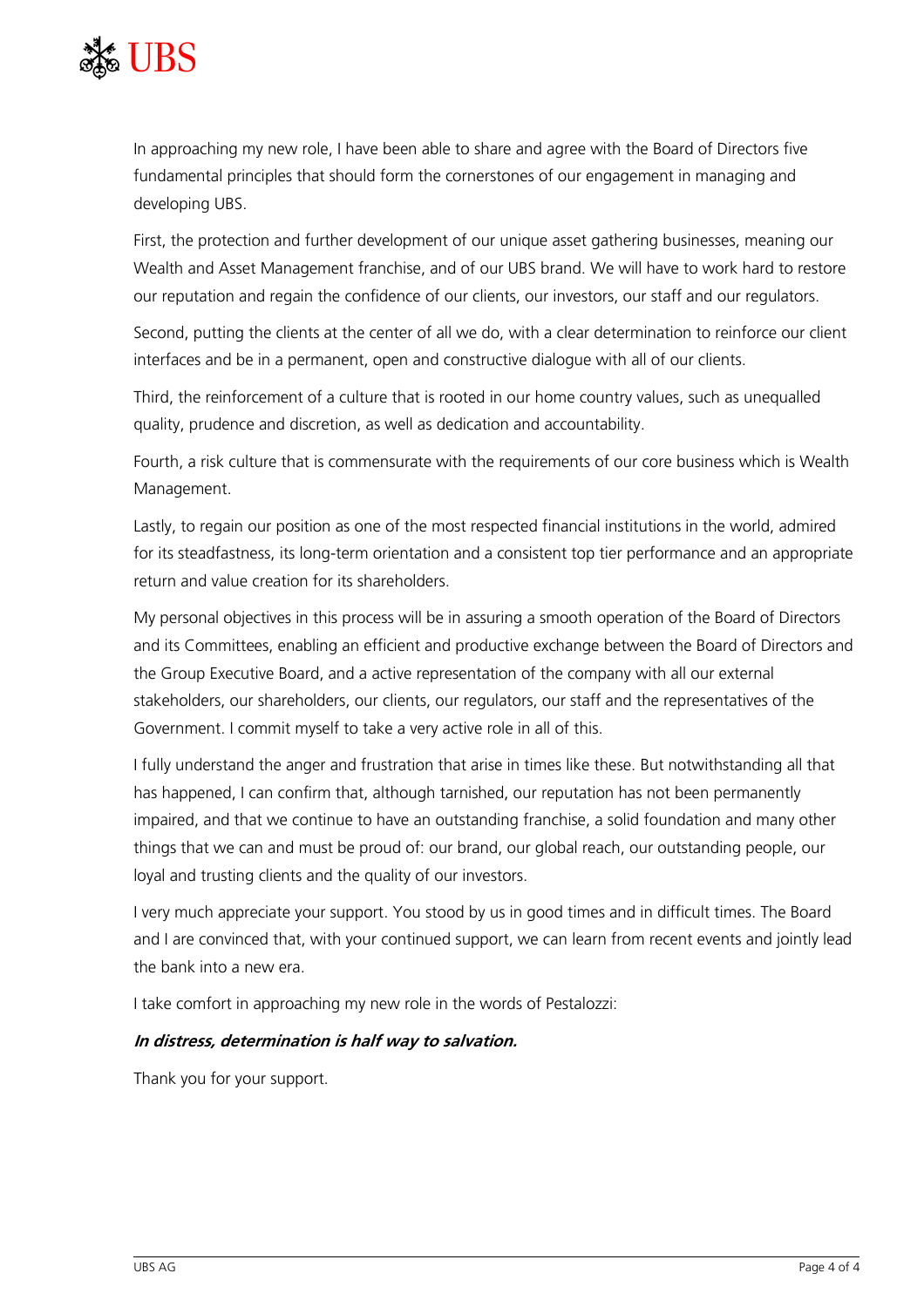In approaching my new role, I have been able to share and agree with the Board of Directors five fundamental principles that should form the cornerstones of our engagement in managing and developing UBS.

First, the protection and further development of our unique asset gathering businesses, meaning our Wealth and Asset Management franchise, and of our UBS brand. We will have to work hard to restore our reputation and regain the confidence of our clients, our investors, our staff and our regulators.

Second, putting the clients at the center of all we do, with a clear determination to reinforce our client interfaces and be in a permanent, open and constructive dialogue with all of our clients.

Third, the reinforcement of a culture that is rooted in our home country values, such as unequalled quality, prudence and discretion, as well as dedication and accountability.

Fourth, a risk culture that is commensurate with the requirements of our core business which is Wealth Management.

Lastly, to regain our position as one of the most respected financial institutions in the world, admired for its steadfastness, its long-term orientation and a consistent top tier performance and an appropriate return and value creation for its shareholders.

My personal objectives in this process will be in assuring a smooth operation of the Board of Directors and its Committees, enabling an efficient and productive exchange between the Board of Directors and the Group Executive Board, and a active representation of the company with all our external stakeholders, our shareholders, our clients, our regulators, our staff and the representatives of the Government. I commit myself to take a very active role in all of this.

I fully understand the anger and frustration that arise in times like these. But notwithstanding all that has happened, I can confirm that, although tarnished, our reputation has not been permanently impaired, and that we continue to have an outstanding franchise, a solid foundation and many other things that we can and must be proud of: our brand, our global reach, our outstanding people, our loyal and trusting clients and the quality of our investors.

I very much appreciate your support. You stood by us in good times and in difficult times. The Board and I are convinced that, with your continued support, we can learn from recent events and jointly lead the bank into a new era.

I take comfort in approaching my new role in the words of Pestalozzi:

***In distress, determination is half way to salvation.***

Thank you for your support.